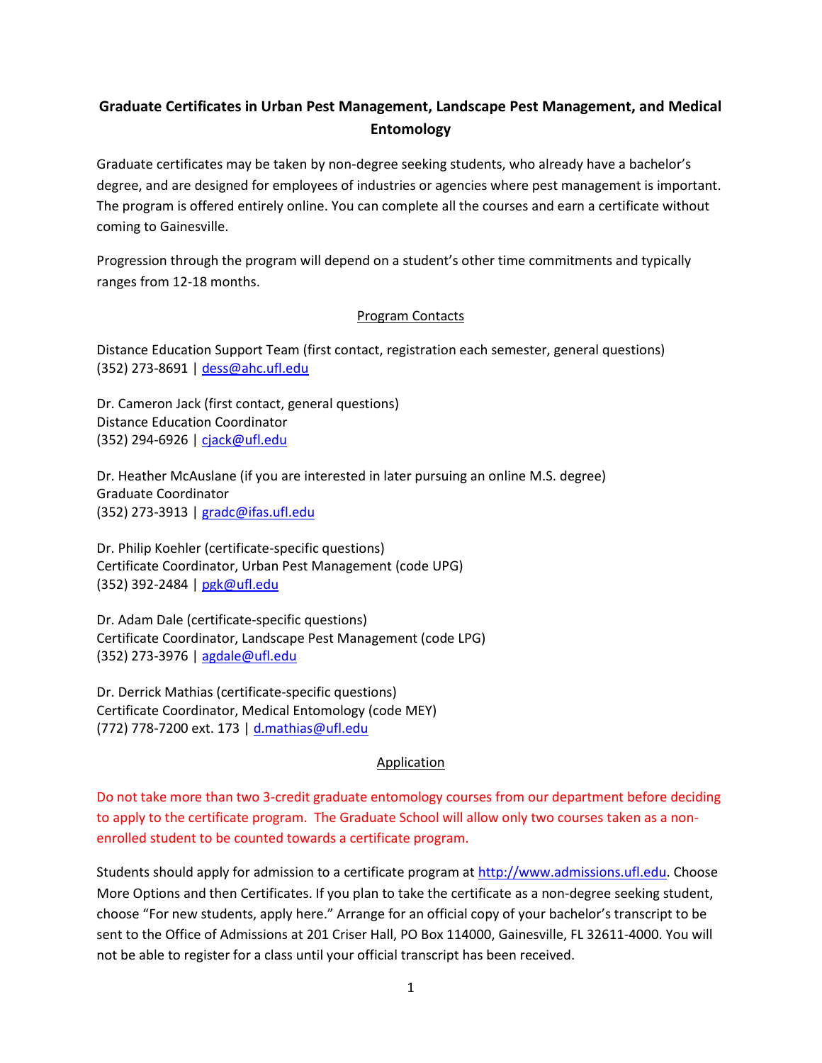# Graduate Certificates in Urban Pest Management, Landscape Pest Management, and Medical Entomology

Graduate certificates may be taken by non-degree seeking students, who already have a bachelor's degree, and are designed for employees of industries or agencies where pest management is important. The program is offered entirely online. You can complete all the courses and earn a certificate without coming to Gainesville.

Progression through the program will depend on a student's other time commitments and typically ranges from 12-18 months.

## Program Contacts

Distance Education Support Team (first contact, registration each semester, general questions)
(352) 273-8691 | dess@ahc.ufl.edu

Dr. Cameron Jack (first contact, general questions)
Distance Education Coordinator
(352) 294-6926 | cjack@ufl.edu

Dr. Heather McAuslane (if you are interested in later pursuing an online M.S. degree)
Graduate Coordinator
(352) 273-3913 | gradc@ifas.ufl.edu

Dr. Philip Koehler (certificate-specific questions)
Certificate Coordinator, Urban Pest Management (code UPG)
(352) 392-2484 | pgk@ufl.edu

Dr. Adam Dale (certificate-specific questions)
Certificate Coordinator, Landscape Pest Management (code LPG)
(352) 273-3976 | agdale@ufl.edu

Dr. Derrick Mathias (certificate-specific questions)
Certificate Coordinator, Medical Entomology (code MEY)
(772) 778-7200 ext. 173 | d.mathias@ufl.edu

## Application

Do not take more than two 3-credit graduate entomology courses from our department before deciding to apply to the certificate program. The Graduate School will allow only two courses taken as a non-enrolled student to be counted towards a certificate program.

Students should apply for admission to a certificate program at http://www.admissions.ufl.edu. Choose More Options and then Certificates. If you plan to take the certificate as a non-degree seeking student, choose "For new students, apply here." Arrange for an official copy of your bachelor's transcript to be sent to the Office of Admissions at 201 Criser Hall, PO Box 114000, Gainesville, FL 32611-4000. You will not be able to register for a class until your official transcript has been received.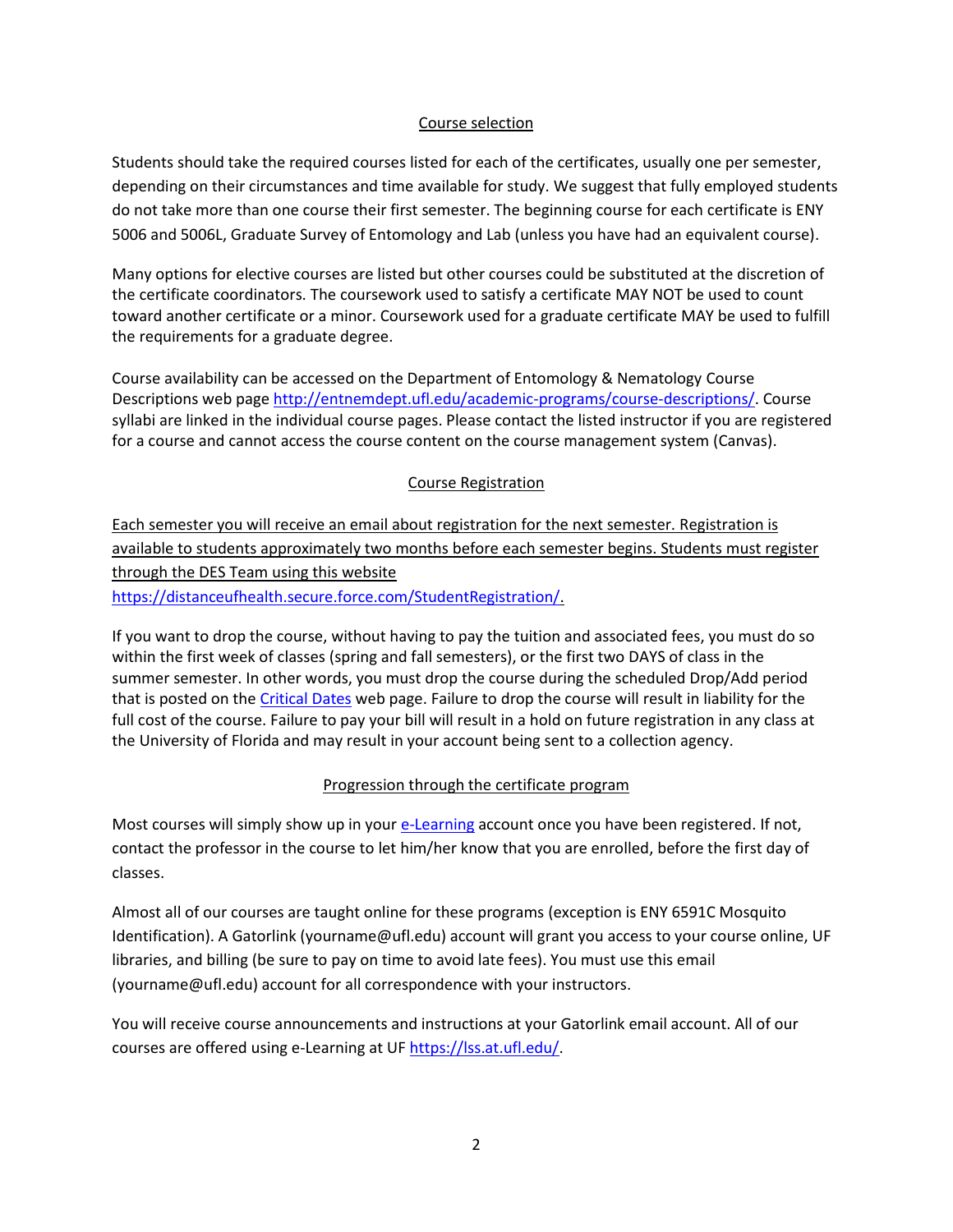## Course selection

Students should take the required courses listed for each of the certificates, usually one per semester, depending on their circumstances and time available for study. We suggest that fully employed students do not take more than one course their first semester. The beginning course for each certificate is ENY 5006 and 5006L, Graduate Survey of Entomology and Lab (unless you have had an equivalent course).

Many options for elective courses are listed but other courses could be substituted at the discretion of the certificate coordinators. The coursework used to satisfy a certificate MAY NOT be used to count toward another certificate or a minor. Coursework used for a graduate certificate MAY be used to fulfill the requirements for a graduate degree.

Course availability can be accessed on the Department of Entomology & Nematology Course Descriptions web page http://entnemdept.ufl.edu/academic-programs/course-descriptions/. Course syllabi are linked in the individual course pages. Please contact the listed instructor if you are registered for a course and cannot access the course content on the course management system (Canvas).

## Course Registration

Each semester you will receive an email about registration for the next semester. Registration is available to students approximately two months before each semester begins. Students must register through the DES Team using this website https://distanceufhealth.secure.force.com/StudentRegistration/.

If you want to drop the course, without having to pay the tuition and associated fees, you must do so within the first week of classes (spring and fall semesters), or the first two DAYS of class in the summer semester. In other words, you must drop the course during the scheduled Drop/Add period that is posted on the Critical Dates web page. Failure to drop the course will result in liability for the full cost of the course. Failure to pay your bill will result in a hold on future registration in any class at the University of Florida and may result in your account being sent to a collection agency.

## Progression through the certificate program

Most courses will simply show up in your e-Learning account once you have been registered. If not, contact the professor in the course to let him/her know that you are enrolled, before the first day of classes.

Almost all of our courses are taught online for these programs (exception is ENY 6591C Mosquito Identification). A Gatorlink (yourname@ufl.edu) account will grant you access to your course online, UF libraries, and billing (be sure to pay on time to avoid late fees). You must use this email (yourname@ufl.edu) account for all correspondence with your instructors.

You will receive course announcements and instructions at your Gatorlink email account. All of our courses are offered using e-Learning at UF https://lss.at.ufl.edu/.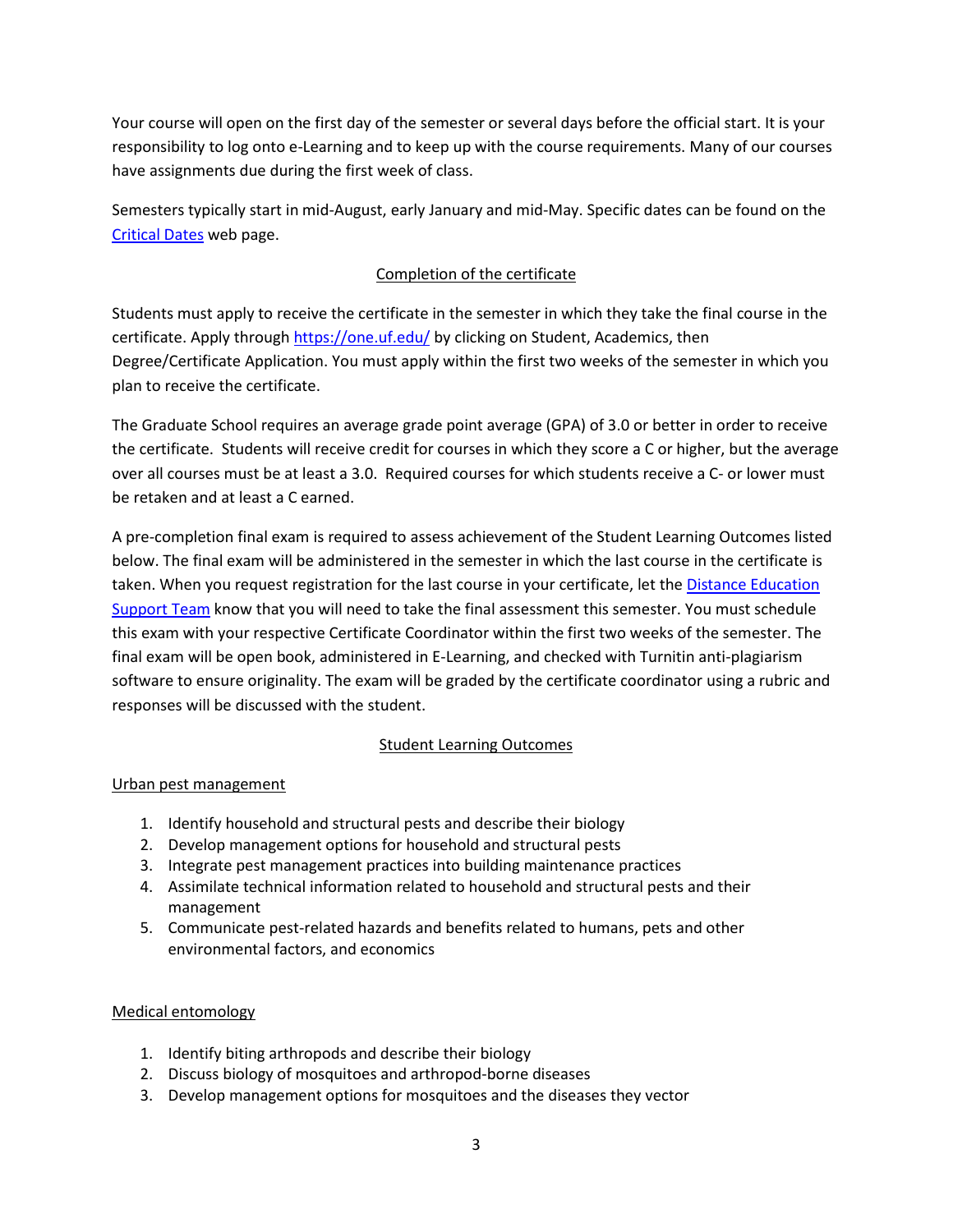Your course will open on the first day of the semester or several days before the official start. It is your responsibility to log onto e-Learning and to keep up with the course requirements. Many of our courses have assignments due during the first week of class.

Semesters typically start in mid-August, early January and mid-May. Specific dates can be found on the [Critical Dates]() web page.

## Completion of the certificate

Students must apply to receive the certificate in the semester in which they take the final course in the certificate. Apply through [https://one.uf.edu/](https://one.uf.edu/) by clicking on Student, Academics, then Degree/Certificate Application. You must apply within the first two weeks of the semester in which you plan to receive the certificate.

The Graduate School requires an average grade point average (GPA) of 3.0 or better in order to receive the certificate. Students will receive credit for courses in which they score a C or higher, but the average over all courses must be at least a 3.0. Required courses for which students receive a C- or lower must be retaken and at least a C earned.

A pre-completion final exam is required to assess achievement of the Student Learning Outcomes listed below. The final exam will be administered in the semester in which the last course in the certificate is taken. When you request registration for the last course in your certificate, let the [Distance Education Support Team]() know that you will need to take the final assessment this semester. You must schedule this exam with your respective Certificate Coordinator within the first two weeks of the semester. The final exam will be open book, administered in E-Learning, and checked with Turnitin anti-plagiarism software to ensure originality. The exam will be graded by the certificate coordinator using a rubric and responses will be discussed with the student.

## Student Learning Outcomes

### Urban pest management

1. Identify household and structural pests and describe their biology
2. Develop management options for household and structural pests
3. Integrate pest management practices into building maintenance practices
4. Assimilate technical information related to household and structural pests and their management
5. Communicate pest-related hazards and benefits related to humans, pets and other environmental factors, and economics

### Medical entomology

1. Identify biting arthropods and describe their biology
2. Discuss biology of mosquitoes and arthropod-borne diseases
3. Develop management options for mosquitoes and the diseases they vector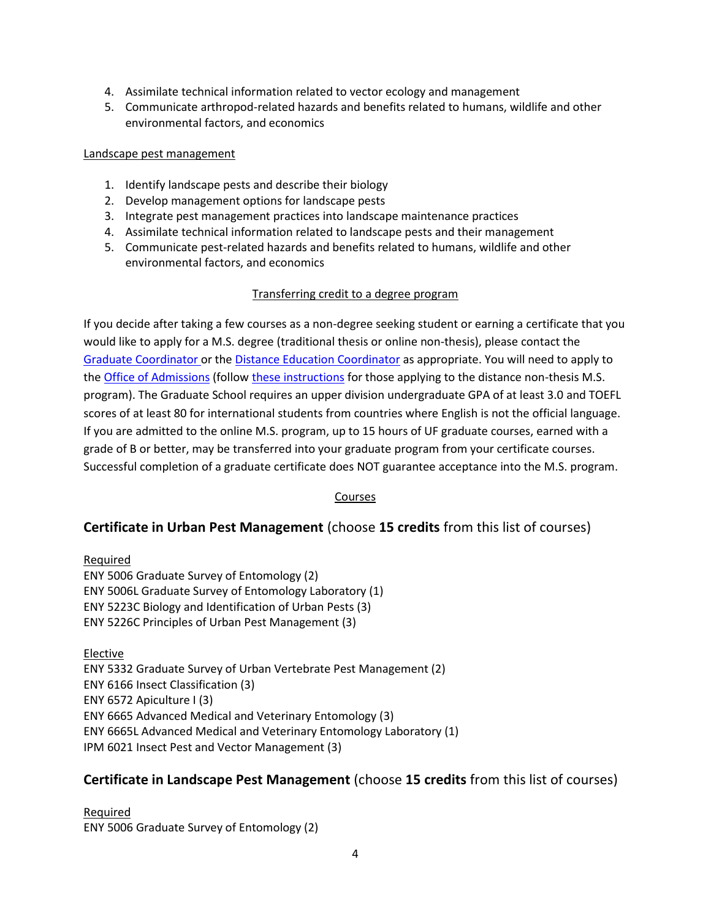4. Assimilate technical information related to vector ecology and management
5. Communicate arthropod-related hazards and benefits related to humans, wildlife and other environmental factors, and economics

Landscape pest management

1. Identify landscape pests and describe their biology
2. Develop management options for landscape pests
3. Integrate pest management practices into landscape maintenance practices
4. Assimilate technical information related to landscape pests and their management
5. Communicate pest-related hazards and benefits related to humans, wildlife and other environmental factors, and economics

Transferring credit to a degree program

If you decide after taking a few courses as a non-degree seeking student or earning a certificate that you would like to apply for a M.S. degree (traditional thesis or online non-thesis), please contact the Graduate Coordinator or the Distance Education Coordinator as appropriate. You will need to apply to the Office of Admissions (follow these instructions for those applying to the distance non-thesis M.S. program). The Graduate School requires an upper division undergraduate GPA of at least 3.0 and TOEFL scores of at least 80 for international students from countries where English is not the official language. If you are admitted to the online M.S. program, up to 15 hours of UF graduate courses, earned with a grade of B or better, may be transferred into your graduate program from your certificate courses. Successful completion of a graduate certificate does NOT guarantee acceptance into the M.S. program.

Courses

## **Certificate in Urban Pest Management** (choose **15 credits** from this list of courses)

Required
ENY 5006 Graduate Survey of Entomology (2)
ENY 5006L Graduate Survey of Entomology Laboratory (1)
ENY 5223C Biology and Identification of Urban Pests (3)
ENY 5226C Principles of Urban Pest Management (3)

Elective
ENY 5332 Graduate Survey of Urban Vertebrate Pest Management (2)
ENY 6166 Insect Classification (3)
ENY 6572 Apiculture I (3)
ENY 6665 Advanced Medical and Veterinary Entomology (3)
ENY 6665L Advanced Medical and Veterinary Entomology Laboratory (1)
IPM 6021 Insect Pest and Vector Management (3)

## **Certificate in Landscape Pest Management** (choose **15 credits** from this list of courses)

Required
ENY 5006 Graduate Survey of Entomology (2)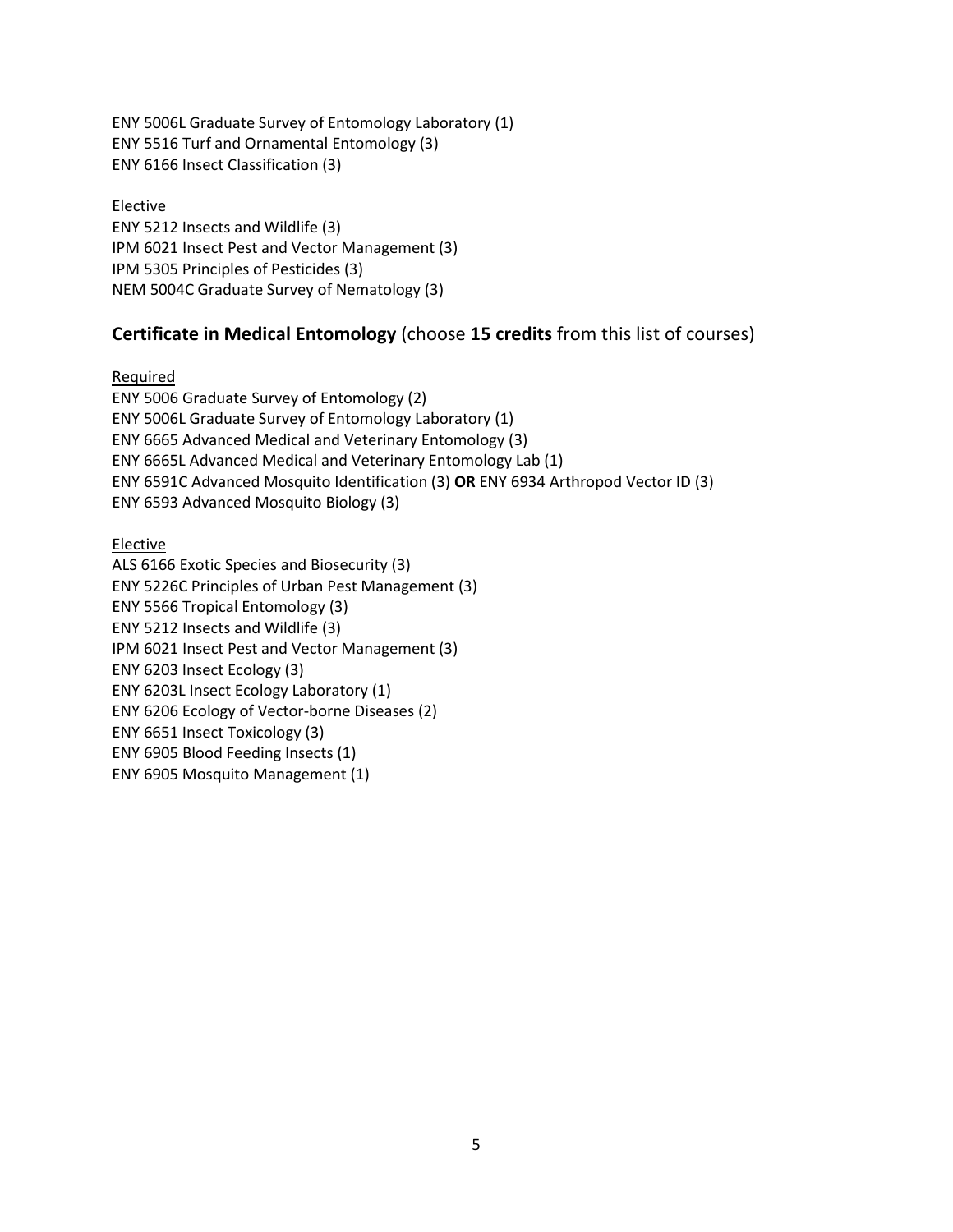ENY 5006L Graduate Survey of Entomology Laboratory (1)
ENY 5516 Turf and Ornamental Entomology (3)
ENY 6166 Insect Classification (3)

Elective
ENY 5212 Insects and Wildlife (3)
IPM 6021 Insect Pest and Vector Management (3)
IPM 5305 Principles of Pesticides (3)
NEM 5004C Graduate Survey of Nematology (3)

## **Certificate in Medical Entomology** (choose **15 credits** from this list of courses)

Required
ENY 5006 Graduate Survey of Entomology (2)
ENY 5006L Graduate Survey of Entomology Laboratory (1)
ENY 6665 Advanced Medical and Veterinary Entomology (3)
ENY 6665L Advanced Medical and Veterinary Entomology Lab (1)
ENY 6591C Advanced Mosquito Identification (3) **OR** ENY 6934 Arthropod Vector ID (3)
ENY 6593 Advanced Mosquito Biology (3)

Elective
ALS 6166 Exotic Species and Biosecurity (3)
ENY 5226C Principles of Urban Pest Management (3)
ENY 5566 Tropical Entomology (3)
ENY 5212 Insects and Wildlife (3)
IPM 6021 Insect Pest and Vector Management (3)
ENY 6203 Insect Ecology (3)
ENY 6203L Insect Ecology Laboratory (1)
ENY 6206 Ecology of Vector-borne Diseases (2)
ENY 6651 Insect Toxicology (3)
ENY 6905 Blood Feeding Insects (1)
ENY 6905 Mosquito Management (1)